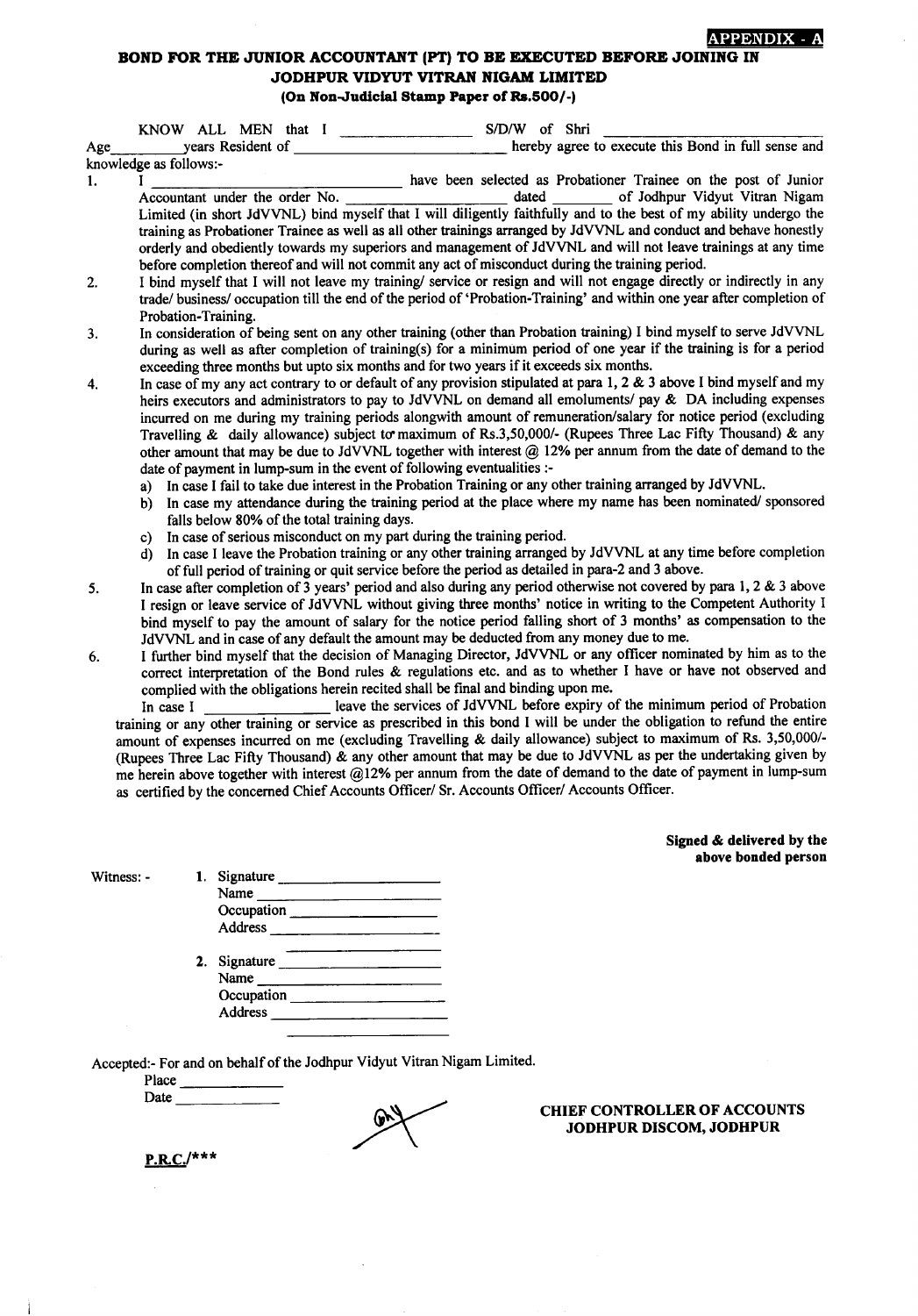**APPENDIX - A**

## BOND FOR THE JUNIOR ACCOUNTANT (PT) TO BE EXECUTED BEFORE JOINING IN JODHPUR VIDYUT VITRAN NIGAM LIMITED

**(On Non-Judicial Stamp Paper of Rs.500/-)**

KNOW ALL MEN that I ________________ S/D/W of Shri ____________________ Age________years Resident of ____________________________ hereby agree to execute this Bond in full sense and knowledge as follows:-

1. I ________________________________ have been selected as Probationer Trainee on the post of Junior Accountant under the order No. ____________________ dated ________ of Jodhpur Vidyut Vitran Nigam Limited (in short JdVVNL) bind myself that I will diligently faithfully and to the best of my ability undergo the training as Probationer Trainee as well as all other trainings arranged by JdVVNL and conduct and behave honestly orderly and obediently towards my superiors and management of JdVVNL and will not leave trainings at any time before completion thereof and will not commit any act of misconduct during the training period.
2. I bind myself that I will not leave my training/ service or resign and will not engage directly or indirectly in any trade/ business/ occupation till the end of the period of 'Probation-Training' and within one year after completion of Probation-Training.
3. In consideration of being sent on any other training (other than Probation training) I bind myself to serve JdVVNL during as well as after completion of training(s) for a minimum period of one year if the training is for a period exceeding three months but upto six months and for two years if it exceeds six months.
4. In case of my any act contrary to or default of any provision stipulated at para 1, 2 & 3 above I bind myself and my heirs executors and administrators to pay to JdVVNL on demand all emoluments/ pay & DA including expenses incurred on me during my training periods alongwith amount of remuneration/salary for notice period (excluding Travelling & daily allowance) subject to maximum of Rs.3,50,000/- (Rupees Three Lac Fifty Thousand) & any other amount that may be due to JdVVNL together with interest @ 12% per annum from the date of demand to the date of payment in lump-sum in the event of following eventualities :-
   a) In case I fail to take due interest in the Probation Training or any other training arranged by JdVVNL.
   b) In case my attendance during the training period at the place where my name has been nominated/ sponsored falls below 80% of the total training days.
   c) In case of serious misconduct on my part during the training period.
   d) In case I leave the Probation training or any other training arranged by JdVVNL at any time before completion of full period of training or quit service before the period as detailed in para-2 and 3 above.
5. In case after completion of 3 years' period and also during any period otherwise not covered by para 1, 2 & 3 above I resign or leave service of JdVVNL without giving three months' notice in writing to the Competent Authority I bind myself to pay the amount of salary for the notice period falling short of 3 months' as compensation to the JdVVNL and in case of any default the amount may be deducted from any money due to me.
6. I further bind myself that the decision of Managing Director, JdVVNL or any officer nominated by him as to the correct interpretation of the Bond rules & regulations etc. and as to whether I have or have not observed and complied with the obligations herein recited shall be final and binding upon me.

In case I ________________ leave the services of JdVVNL before expiry of the minimum period of Probation training or any other training or service as prescribed in this bond I will be under the obligation to refund the entire amount of expenses incurred on me (excluding Travelling & daily allowance) subject to maximum of Rs. 3,50,000/- (Rupees Three Lac Fifty Thousand) & any other amount that may be due to JdVVNL as per the undertaking given by me herein above together with interest @12% per annum from the date of demand to the date of payment in lump-sum as certified by the concerned Chief Accounts Officer/ Sr. Accounts Officer/ Accounts Officer.

**Signed & delivered by the above bonded person**

Witness: -

1. Signature ____________________
   Name ____________________
   Occupation ____________________
   Address ____________________
   ____________________
2. Signature ____________________
   Name ____________________
   Occupation ____________________
   Address ____________________
   ____________________

Accepted:- For and on behalf of the Jodhpur Vidyut Vitran Nigam Limited.

Place ____________

Date ____________

**CHIEF CONTROLLER OF ACCOUNTS**
**JODHPUR DISCOM, JODHPUR**

**P.R.C./*****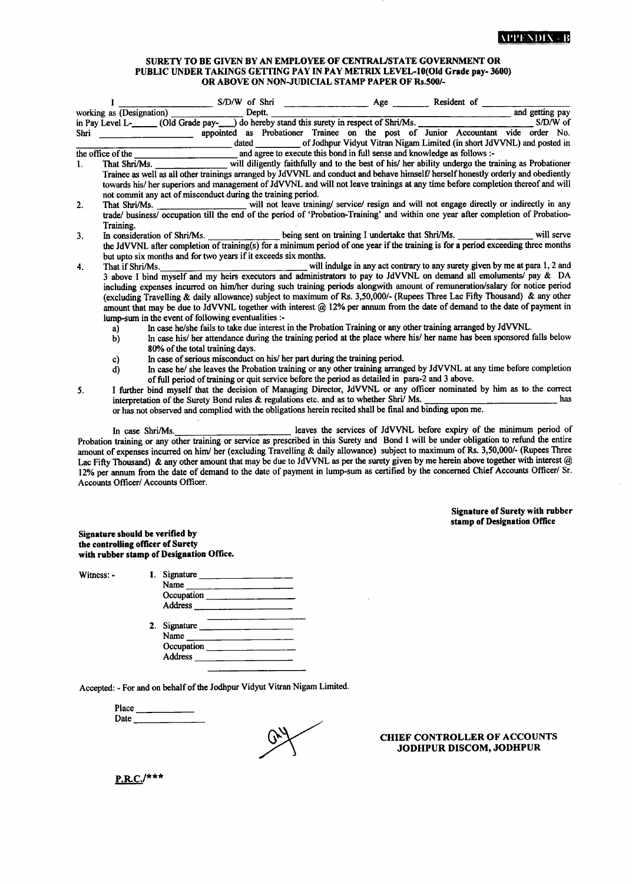**APPENDIX - B**

## SURETY TO BE GIVEN BY AN EMPLOYEE OF CENTRAL/STATE GOVERNMENT OR PUBLIC UNDER TAKINGS GETTING PAY IN PAY METRIX LEVEL-10(Old Grade pay- 3600) OR ABOVE ON NON-JUDICIAL STAMP PAPER OF Rs.500/-

I ______________ S/D/W of Shri ______________ Age ______ Resident of ______________ working as (Designation) ______________ Deptt. ______________ and getting pay in Pay Level L-_____ (Old Grade pay-____) do hereby stand this surety in respect of Shri/Ms. ______________ S/D/W of Shri ______________ appointed as Probationer Trainee on the post of Junior Accountant vide order No. ______________ dated ________ of Jodhpur Vidyut Vitran Nigam Limited (in short JdVVNL) and posted in the office of the ______________ and agree to execute this bond in full sense and knowledge as follows :-

1. That Shri/Ms. ______________ will diligently faithfully and to the best of his/ her ability undergo the training as Probationer Trainee as well as all other trainings arranged by JdVVNL and conduct and behave himself/ herself honestly orderly and obediently towards his/ her superiors and management of JdVVNL and will not leave trainings at any time before completion thereof and will not commit any act of misconduct during the training period.
2. That Shri/Ms. ______________ will not leave training/ service/ resign and will not engage directly or indirectly in any trade/ business/ occupation till the end of the period of 'Probation-Training' and within one year after completion of Probation-Training.
3. In consideration of Shri/Ms. ______________ being sent on training I undertake that Shri/Ms. ______________ will serve the JdVVNL after completion of training(s) for a minimum period of one year if the training is for a period exceeding three months but upto six months and for two years if it exceeds six months.
4. That if Shri/Ms. ______________ will indulge in any act contrary to any surety given by me at para 1, 2 and 3 above I bind myself and my heirs executors and administrators to pay to JdVVNL on demand all emoluments/ pay & DA including expenses incurred on him/her during such training periods alongwith amount of remuneration/salary for notice period (excluding Travelling & daily allowance) subject to maximum of Rs. 3,50,000/- (Rupees Three Lac Fifty Thousand) & any other amount that may be due to JdVVNL together with interest @ 12% per annum from the date of demand to the date of payment in lump-sum in the event of following eventualities :-
    a) In case he/she fails to take due interest in the Probation Training or any other training arranged by JdVVNL.
    b) In case his/ her attendance during the training period at the place where his/ her name has been sponsored falls below 80% of the total training days.
    c) In case of serious misconduct on his/ her part during the training period.
    d) In case he/ she leaves the Probation training or any other training arranged by JdVVNL at any time before completion of full period of training or quit service before the period as detailed in para-2 and 3 above.
5. I further bind myself that the decision of Managing Director, JdVVNL or any officer nominated by him as to the correct interpretation of the Surety Bond rules & regulations etc. and as to whether Shri/ Ms. ______________ has or has not observed and complied with the obligations herein recited shall be final and binding upon me.

In case Shri/Ms. ______________ leaves the services of JdVVNL before expiry of the minimum period of Probation training or any other training or service as prescribed in this Surety and Bond I will be under obligation to refund the entire amount of expenses incurred on him/ her (excluding Travelling & daily allowance) subject to maximum of Rs. 3,50,000/- (Rupees Three Lac Fifty Thousand) & any other amount that may be due to JdVVNL as per the surety given by me herein above together with interest @ 12% per annum from the date of demand to the date of payment in lump-sum as certified by the concerned Chief Accounts Officer/ Sr. Accounts Officer/ Accounts Officer.

**Signature of Surety with rubber stamp of Designation Office**

**Signature should be verified by the controlling officer of Surety with rubber stamp of Designation Office.**

Witness: -

1. Signature ______________
   Name ______________
   Occupation ______________
   Address ______________

2. Signature ______________
   Name ______________
   Occupation ______________
   Address ______________

Accepted: - For and on behalf of the Jodhpur Vidyut Vitran Nigam Limited.

Place ______________
Date ______________

**CHIEF CONTROLLER OF ACCOUNTS**
**JODHPUR DISCOM, JODHPUR**

**P.R.C./*****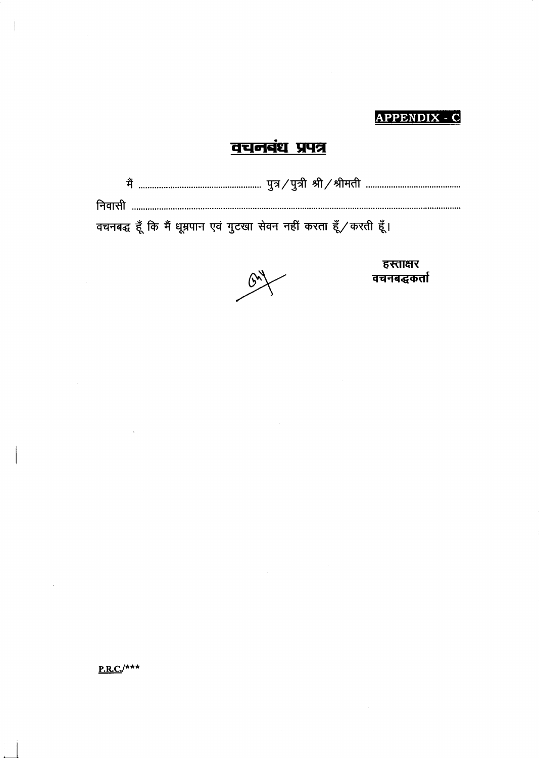**APPENDIX - C**

# वचनबंध प्रपत्र

मैं ........................................................ पुत्र/पुत्री श्री/श्रीमती ..........................................

निवासी ..................................................................................................................................

वचनबद्ध हूँ कि मैं धूम्रपान एवं गुटखा सेवन नहीं करता हूँ/करती हूँ।

हस्ताक्षर
वचनबद्धकर्ता

P.R.C./***